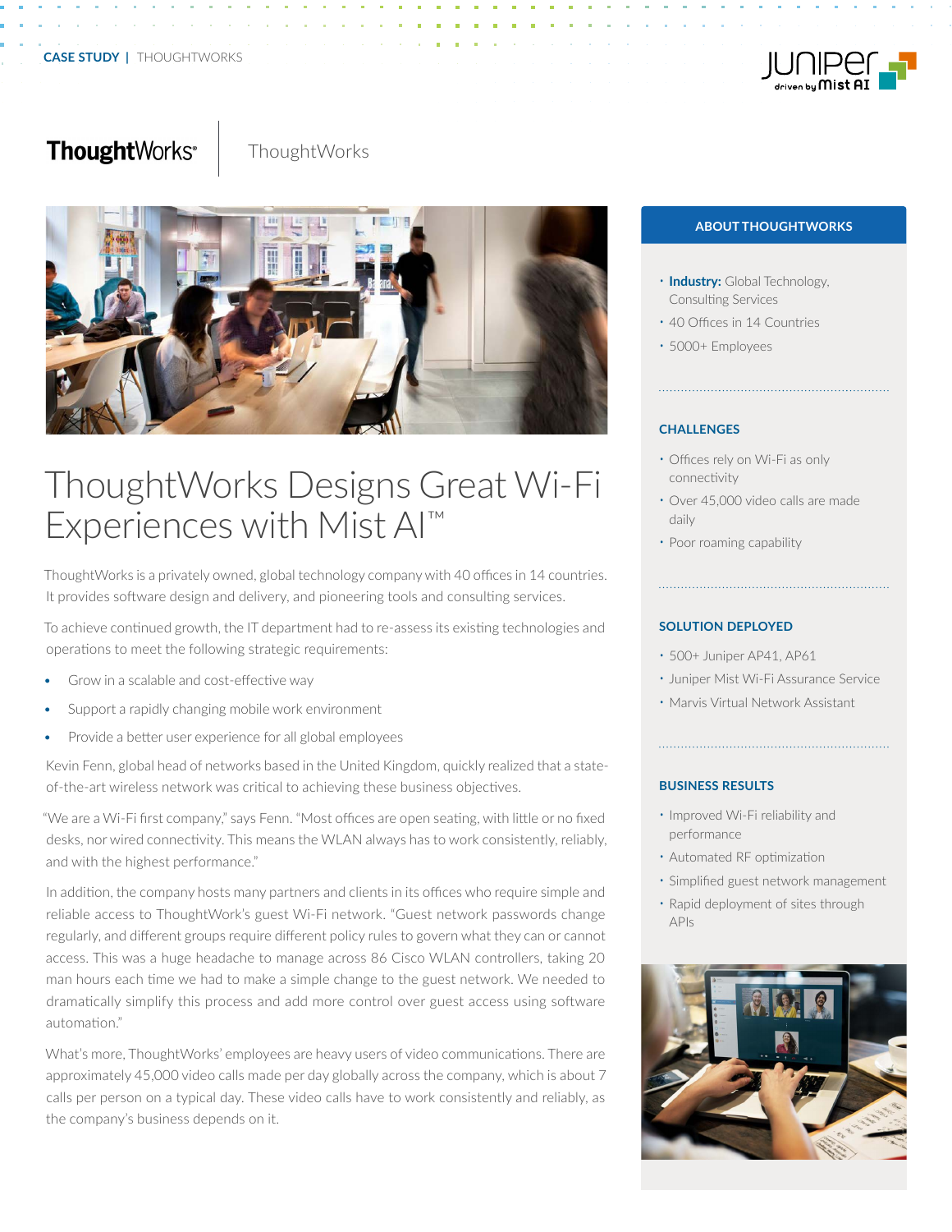CASE STUDY | THOUGHTWORKS

ThoughtWorks | ThoughtWorks

# ThoughtWorks Designs Great Wi-Fi Experiences with Mist AI™

ThoughtWorks is a privately owned, global technology company with 40 offices in 14 countries. It provides software design and delivery, and pioneering tools and consulting services.

To achieve continued growth, the IT department had to re-assess its existing technologies and operations to meet the following strategic requirements:

- Grow in a scalable and cost-effective way
- Support a rapidly changing mobile work environment
- Provide a better user experience for all global employees

Kevin Fenn, global head of networks based in the United Kingdom, quickly realized that a state-of-the-art wireless network was critical to achieving these business objectives.

"We are a Wi-Fi first company," says Fenn. "Most offices are open seating, with little or no fixed desks, nor wired connectivity. This means the WLAN always has to work consistently, reliably, and with the highest performance."

In addition, the company hosts many partners and clients in its offices who require simple and reliable access to ThoughtWork's guest Wi-Fi network. "Guest network passwords change regularly, and different groups require different policy rules to govern what they can or cannot access. This was a huge headache to manage across 86 Cisco WLAN controllers, taking 20 man hours each time we had to make a simple change to the guest network. We needed to dramatically simplify this process and add more control over guest access using software automation."

What's more, ThoughtWorks' employees are heavy users of video communications. There are approximately 45,000 video calls made per day globally across the company, which is about 7 calls per person on a typical day. These video calls have to work consistently and reliably, as the company's business depends on it.

## ABOUT THOUGHTWORKS

- **Industry:** Global Technology, Consulting Services
- 40 Offices in 14 Countries
- 5000+ Employees

## CHALLENGES

- Offices rely on Wi-Fi as only connectivity
- Over 45,000 video calls are made daily
- Poor roaming capability

## SOLUTION DEPLOYED

- 500+ Juniper AP41, AP61
- Juniper Mist Wi-Fi Assurance Service
- Marvis Virtual Network Assistant

## BUSINESS RESULTS

- Improved Wi-Fi reliability and performance
- Automated RF optimization
- Simplified guest network management
- Rapid deployment of sites through APIs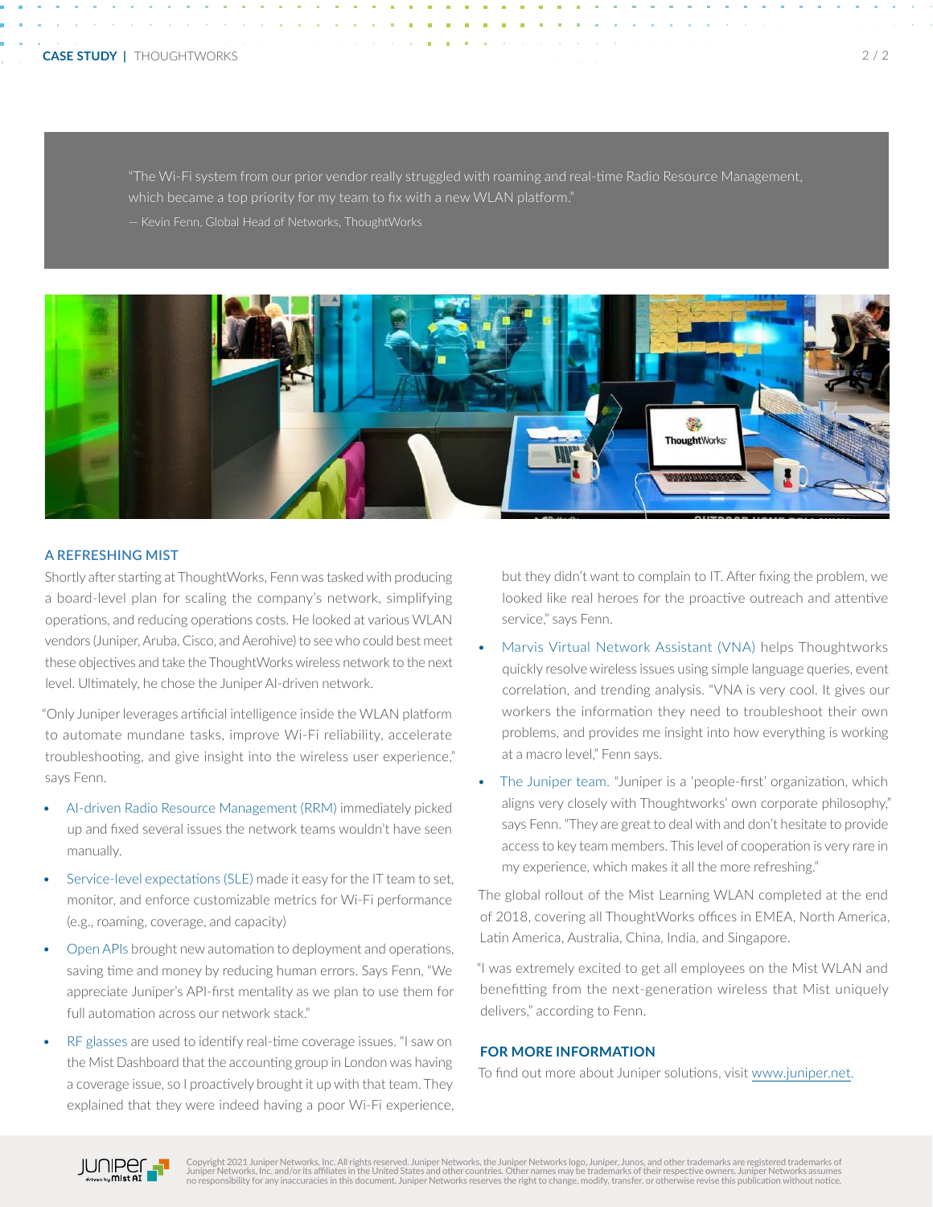> "The Wi-Fi system from our prior vendor really struggled with roaming and real-time Radio Resource Management, which became a top priority for my team to fix with a new WLAN platform."
>
> — Kevin Fenn, Global Head of Networks, ThoughtWorks

## A REFRESHING MIST

Shortly after starting at ThoughtWorks, Fenn was tasked with producing a board-level plan for scaling the company's network, simplifying operations, and reducing operations costs. He looked at various WLAN vendors (Juniper, Aruba, Cisco, and Aerohive) to see who could best meet these objectives and take the ThoughtWorks wireless network to the next level. Ultimately, he chose the Juniper AI-driven network.

"Only Juniper leverages artificial intelligence inside the WLAN platform to automate mundane tasks, improve Wi-Fi reliability, accelerate troubleshooting, and give insight into the wireless user experience," says Fenn.

- AI-driven Radio Resource Management (RRM) immediately picked up and fixed several issues the network teams wouldn't have seen manually.
- Service-level expectations (SLE) made it easy for the IT team to set, monitor, and enforce customizable metrics for Wi-Fi performance (e.g., roaming, coverage, and capacity)
- Open APIs brought new automation to deployment and operations, saving time and money by reducing human errors. Says Fenn, "We appreciate Juniper's API-first mentality as we plan to use them for full automation across our network stack."
- RF glasses are used to identify real-time coverage issues. "I saw on the Mist Dashboard that the accounting group in London was having a coverage issue, so I proactively brought it up with that team. They explained that they were indeed having a poor Wi-Fi experience, but they didn't want to complain to IT. After fixing the problem, we looked like real heroes for the proactive outreach and attentive service," says Fenn.
- Marvis Virtual Network Assistant (VNA) helps Thoughtworks quickly resolve wireless issues using simple language queries, event correlation, and trending analysis. "VNA is very cool. It gives our workers the information they need to troubleshoot their own problems, and provides me insight into how everything is working at a macro level," Fenn says.
- The Juniper team. "Juniper is a 'people-first' organization, which aligns very closely with Thoughtworks' own corporate philosophy," says Fenn. "They are great to deal with and don't hesitate to provide access to key team members. This level of cooperation is very rare in my experience, which makes it all the more refreshing."

The global rollout of the Mist Learning WLAN completed at the end of 2018, covering all ThoughtWorks offices in EMEA, North America, Latin America, Australia, China, India, and Singapore.

"I was extremely excited to get all employees on the Mist WLAN and benefitting from the next-generation wireless that Mist uniquely delivers," according to Fenn.

## FOR MORE INFORMATION

To find out more about Juniper solutions, visit www.juniper.net.

Copyright 2021 Juniper Networks, Inc. All rights reserved. Juniper Networks, the Juniper Networks logo, Juniper, Junos, and other trademarks are registered trademarks of Juniper Networks, Inc. and/or its affiliates in the United States and other countries. Other names may be trademarks of their respective owners. Juniper Networks assumes no responsibility for any inaccuracies in this document. Juniper Networks reserves the right to change, modify, transfer, or otherwise revise this publication without notice.